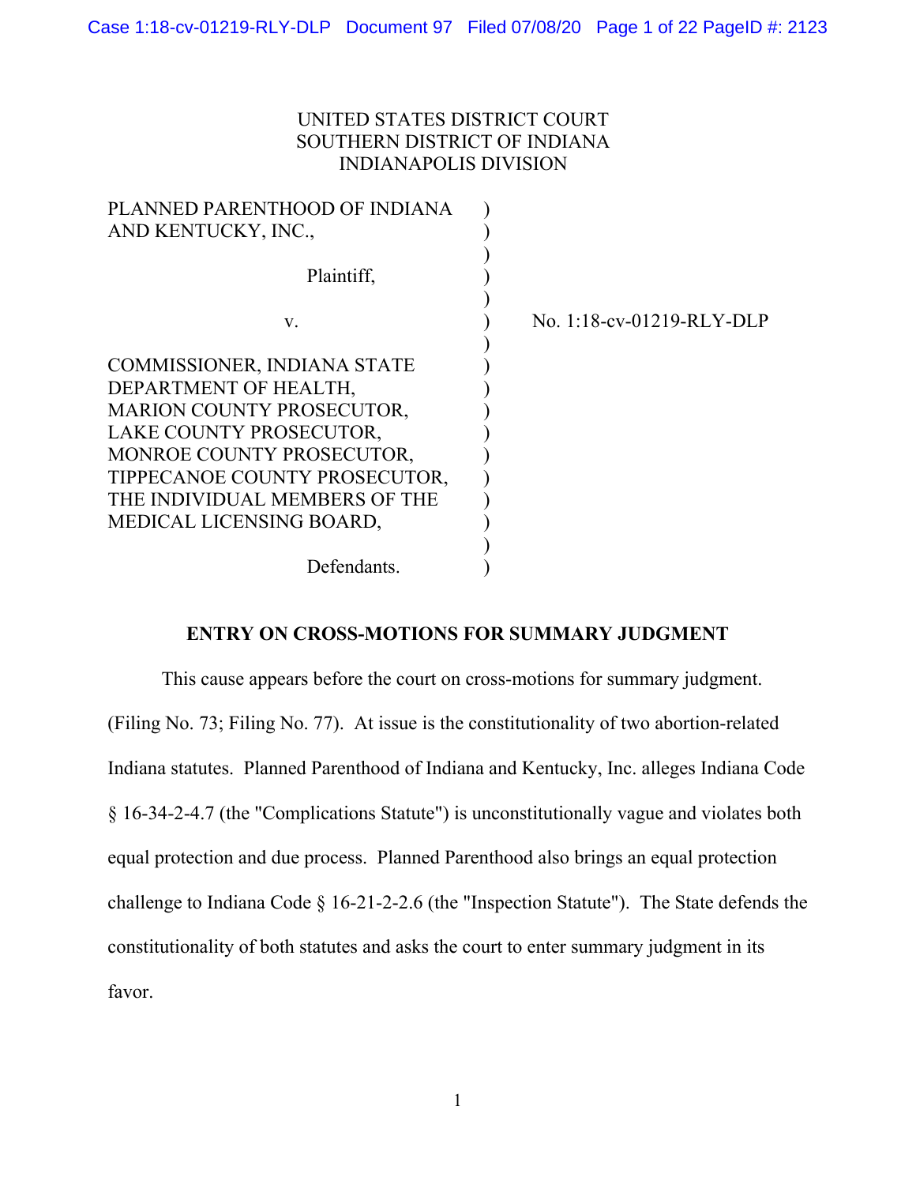UNITED STATES DISTRICT COURT
SOUTHERN DISTRICT OF INDIANA
INDIANAPOLIS DIVISION

PLANNED PARENTHOOD OF INDIANA AND KENTUCKY, INC.,

Plaintiff,

v.

COMMISSIONER, INDIANA STATE DEPARTMENT OF HEALTH, MARION COUNTY PROSECUTOR, LAKE COUNTY PROSECUTOR, MONROE COUNTY PROSECUTOR, TIPPECANOE COUNTY PROSECUTOR, THE INDIVIDUAL MEMBERS OF THE MEDICAL LICENSING BOARD,

Defendants.

No. 1:18-cv-01219-RLY-DLP

**ENTRY ON CROSS-MOTIONS FOR SUMMARY JUDGMENT**

This cause appears before the court on cross-motions for summary judgment. (Filing No. 73; Filing No. 77). At issue is the constitutionality of two abortion-related Indiana statutes. Planned Parenthood of Indiana and Kentucky, Inc. alleges Indiana Code § 16-34-2-4.7 (the "Complications Statute") is unconstitutionally vague and violates both equal protection and due process. Planned Parenthood also brings an equal protection challenge to Indiana Code § 16-21-2-2.6 (the "Inspection Statute"). The State defends the constitutionality of both statutes and asks the court to enter summary judgment in its favor.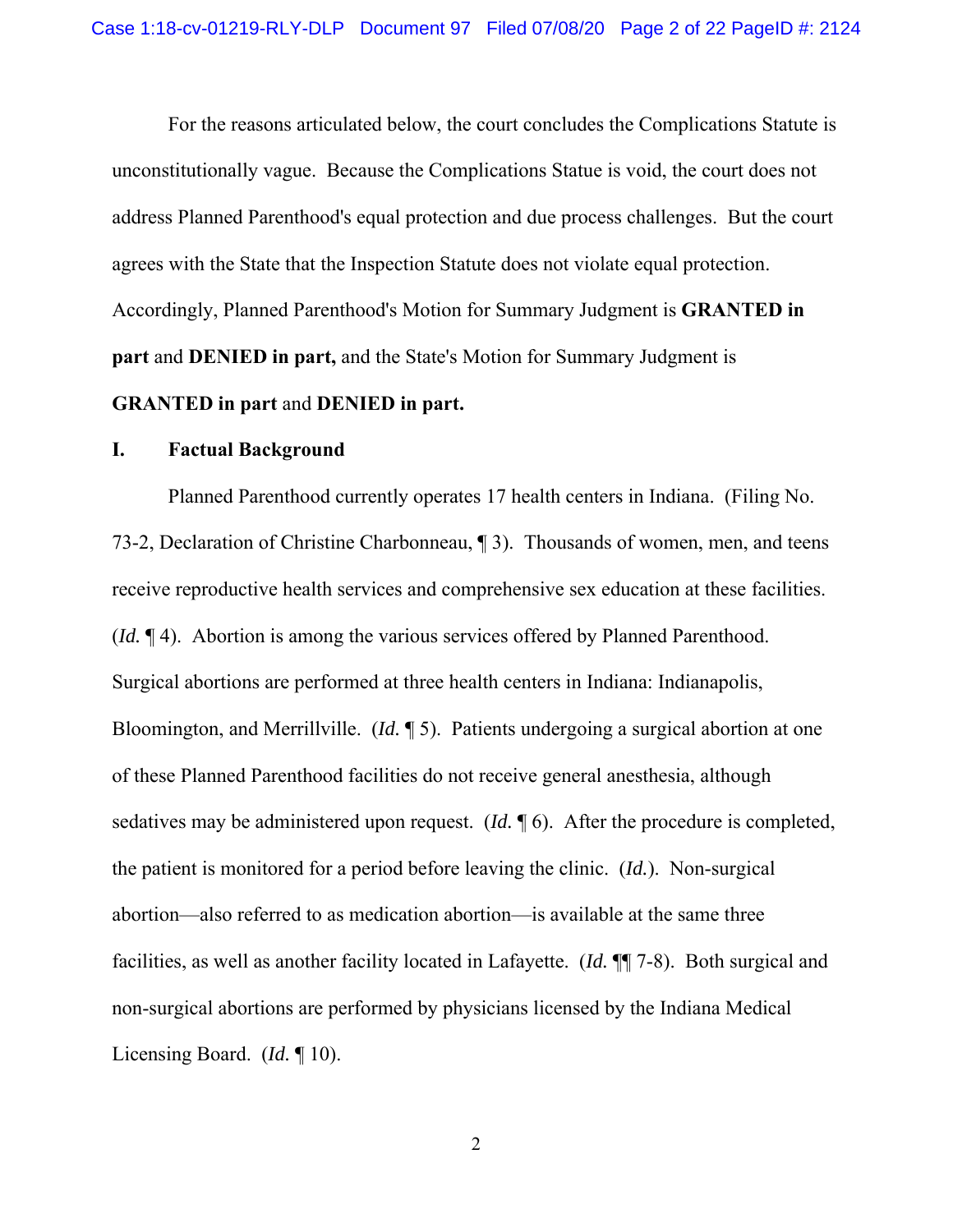For the reasons articulated below, the court concludes the Complications Statute is unconstitutionally vague. Because the Complications Statue is void, the court does not address Planned Parenthood's equal protection and due process challenges. But the court agrees with the State that the Inspection Statute does not violate equal protection. Accordingly, Planned Parenthood's Motion for Summary Judgment is **GRANTED in part** and **DENIED in part,** and the State's Motion for Summary Judgment is **GRANTED in part** and **DENIED in part.**

## I. Factual Background

Planned Parenthood currently operates 17 health centers in Indiana. (Filing No. 73-2, Declaration of Christine Charbonneau, ¶ 3). Thousands of women, men, and teens receive reproductive health services and comprehensive sex education at these facilities. (*Id.* ¶ 4). Abortion is among the various services offered by Planned Parenthood. Surgical abortions are performed at three health centers in Indiana: Indianapolis, Bloomington, and Merrillville. (*Id.* ¶ 5). Patients undergoing a surgical abortion at one of these Planned Parenthood facilities do not receive general anesthesia, although sedatives may be administered upon request. (*Id.* ¶ 6). After the procedure is completed, the patient is monitored for a period before leaving the clinic. (*Id.*). Non-surgical abortion—also referred to as medication abortion—is available at the same three facilities, as well as another facility located in Lafayette. (*Id.* ¶¶ 7-8). Both surgical and non-surgical abortions are performed by physicians licensed by the Indiana Medical Licensing Board. (*Id.* ¶ 10).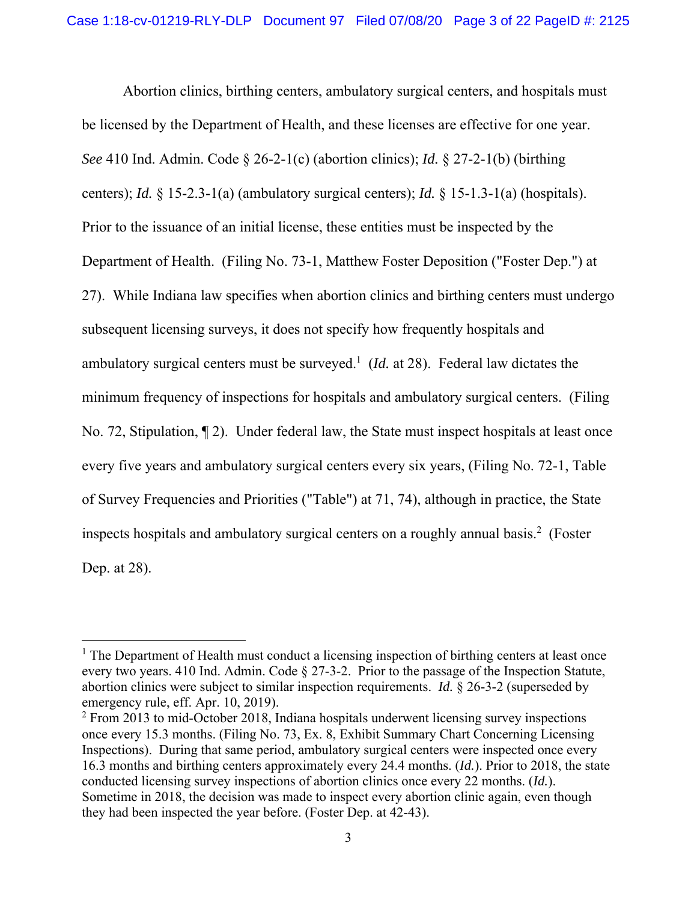Abortion clinics, birthing centers, ambulatory surgical centers, and hospitals must be licensed by the Department of Health, and these licenses are effective for one year. *See* 410 Ind. Admin. Code § 26-2-1(c) (abortion clinics); *Id.* § 27-2-1(b) (birthing centers); *Id.* § 15-2.3-1(a) (ambulatory surgical centers); *Id.* § 15-1.3-1(a) (hospitals). Prior to the issuance of an initial license, these entities must be inspected by the Department of Health. (Filing No. 73-1, Matthew Foster Deposition ("Foster Dep.") at 27). While Indiana law specifies when abortion clinics and birthing centers must undergo subsequent licensing surveys, it does not specify how frequently hospitals and ambulatory surgical centers must be surveyed.[1] (*Id.* at 28). Federal law dictates the minimum frequency of inspections for hospitals and ambulatory surgical centers. (Filing No. 72, Stipulation, ¶ 2). Under federal law, the State must inspect hospitals at least once every five years and ambulatory surgical centers every six years, (Filing No. 72-1, Table of Survey Frequencies and Priorities ("Table") at 71, 74), although in practice, the State inspects hospitals and ambulatory surgical centers on a roughly annual basis.[2] (Foster Dep. at 28).

---

[1] The Department of Health must conduct a licensing inspection of birthing centers at least once every two years. 410 Ind. Admin. Code § 27-3-2. Prior to the passage of the Inspection Statute, abortion clinics were subject to similar inspection requirements. *Id.* § 26-3-2 (superseded by emergency rule, eff. Apr. 10, 2019).

[2] From 2013 to mid-October 2018, Indiana hospitals underwent licensing survey inspections once every 15.3 months. (Filing No. 73, Ex. 8, Exhibit Summary Chart Concerning Licensing Inspections). During that same period, ambulatory surgical centers were inspected once every 16.3 months and birthing centers approximately every 24.4 months. (*Id.*). Prior to 2018, the state conducted licensing survey inspections of abortion clinics once every 22 months. (*Id.*). Sometime in 2018, the decision was made to inspect every abortion clinic again, even though they had been inspected the year before. (Foster Dep. at 42-43).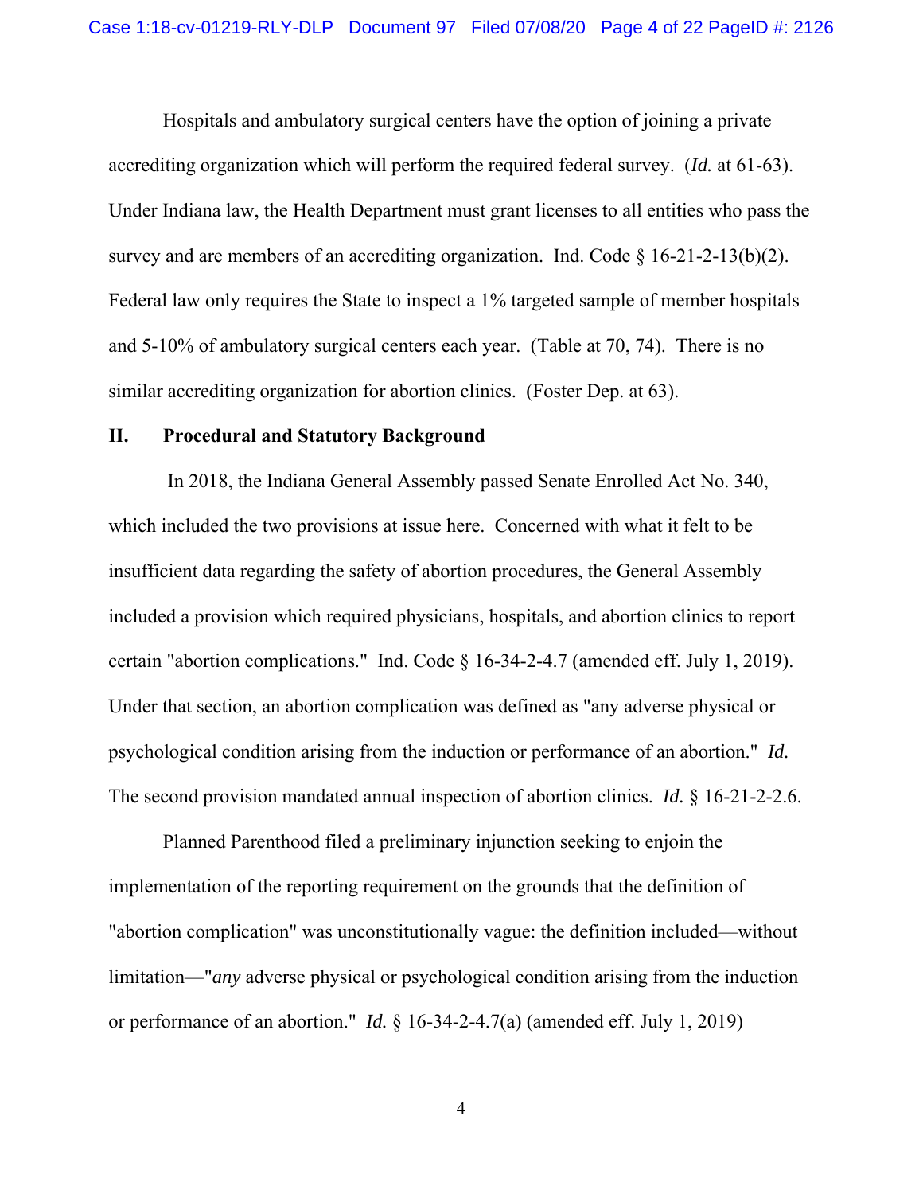Hospitals and ambulatory surgical centers have the option of joining a private accrediting organization which will perform the required federal survey. (*Id.* at 61-63). Under Indiana law, the Health Department must grant licenses to all entities who pass the survey and are members of an accrediting organization. Ind. Code § 16-21-2-13(b)(2). Federal law only requires the State to inspect a 1% targeted sample of member hospitals and 5-10% of ambulatory surgical centers each year. (Table at 70, 74). There is no similar accrediting organization for abortion clinics. (Foster Dep. at 63).

## II. Procedural and Statutory Background

In 2018, the Indiana General Assembly passed Senate Enrolled Act No. 340, which included the two provisions at issue here. Concerned with what it felt to be insufficient data regarding the safety of abortion procedures, the General Assembly included a provision which required physicians, hospitals, and abortion clinics to report certain "abortion complications." Ind. Code § 16-34-2-4.7 (amended eff. July 1, 2019). Under that section, an abortion complication was defined as "any adverse physical or psychological condition arising from the induction or performance of an abortion." *Id.* The second provision mandated annual inspection of abortion clinics. *Id.* § 16-21-2-2.6.

Planned Parenthood filed a preliminary injunction seeking to enjoin the implementation of the reporting requirement on the grounds that the definition of "abortion complication" was unconstitutionally vague: the definition included—without limitation—"*any* adverse physical or psychological condition arising from the induction or performance of an abortion." *Id.* § 16-34-2-4.7(a) (amended eff. July 1, 2019)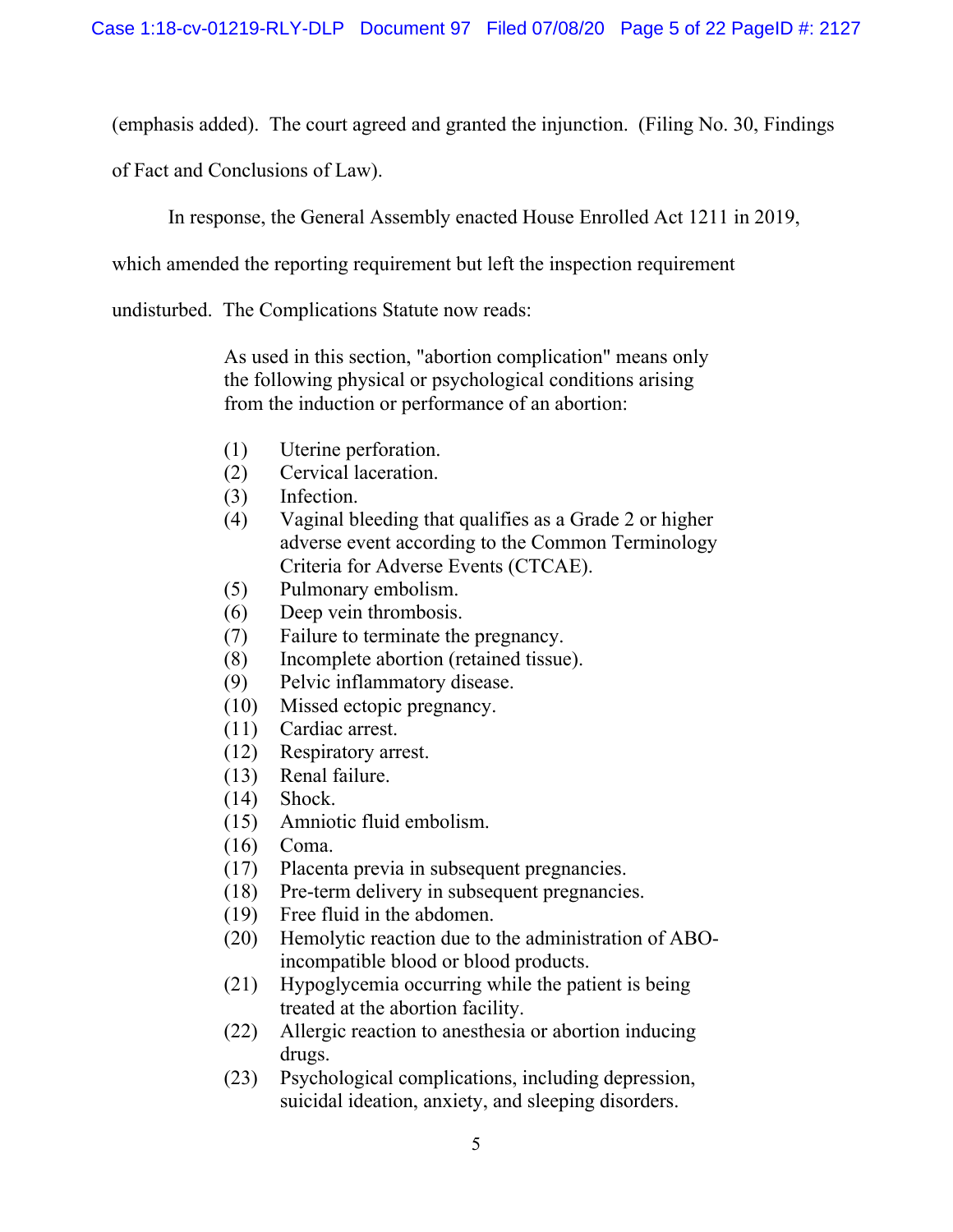(emphasis added). The court agreed and granted the injunction. (Filing No. 30, Findings of Fact and Conclusions of Law).

In response, the General Assembly enacted House Enrolled Act 1211 in 2019, which amended the reporting requirement but left the inspection requirement undisturbed. The Complications Statute now reads:

> As used in this section, "abortion complication" means only the following physical or psychological conditions arising from the induction or performance of an abortion:
>
> (1) Uterine perforation.
> (2) Cervical laceration.
> (3) Infection.
> (4) Vaginal bleeding that qualifies as a Grade 2 or higher adverse event according to the Common Terminology Criteria for Adverse Events (CTCAE).
> (5) Pulmonary embolism.
> (6) Deep vein thrombosis.
> (7) Failure to terminate the pregnancy.
> (8) Incomplete abortion (retained tissue).
> (9) Pelvic inflammatory disease.
> (10) Missed ectopic pregnancy.
> (11) Cardiac arrest.
> (12) Respiratory arrest.
> (13) Renal failure.
> (14) Shock.
> (15) Amniotic fluid embolism.
> (16) Coma.
> (17) Placenta previa in subsequent pregnancies.
> (18) Pre-term delivery in subsequent pregnancies.
> (19) Free fluid in the abdomen.
> (20) Hemolytic reaction due to the administration of ABO-incompatible blood or blood products.
> (21) Hypoglycemia occurring while the patient is being treated at the abortion facility.
> (22) Allergic reaction to anesthesia or abortion inducing drugs.
> (23) Psychological complications, including depression, suicidal ideation, anxiety, and sleeping disorders.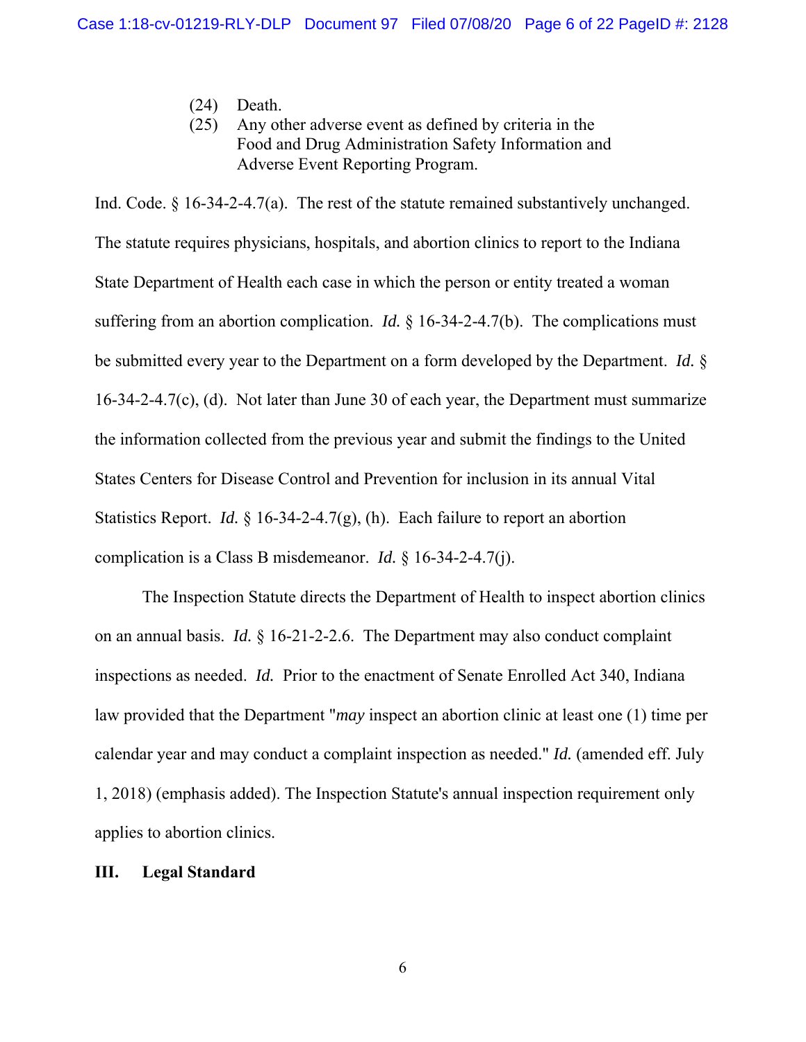(24) Death.

(25) Any other adverse event as defined by criteria in the Food and Drug Administration Safety Information and Adverse Event Reporting Program.

Ind. Code. § 16-34-2-4.7(a). The rest of the statute remained substantively unchanged. The statute requires physicians, hospitals, and abortion clinics to report to the Indiana State Department of Health each case in which the person or entity treated a woman suffering from an abortion complication. *Id.* § 16-34-2-4.7(b). The complications must be submitted every year to the Department on a form developed by the Department. *Id.* § 16-34-2-4.7(c), (d). Not later than June 30 of each year, the Department must summarize the information collected from the previous year and submit the findings to the United States Centers for Disease Control and Prevention for inclusion in its annual Vital Statistics Report. *Id.* § 16-34-2-4.7(g), (h). Each failure to report an abortion complication is a Class B misdemeanor. *Id.* § 16-34-2-4.7(j).

The Inspection Statute directs the Department of Health to inspect abortion clinics on an annual basis. *Id.* § 16-21-2-2.6. The Department may also conduct complaint inspections as needed. *Id.* Prior to the enactment of Senate Enrolled Act 340, Indiana law provided that the Department "*may* inspect an abortion clinic at least one (1) time per calendar year and may conduct a complaint inspection as needed." *Id.* (amended eff. July 1, 2018) (emphasis added). The Inspection Statute's annual inspection requirement only applies to abortion clinics.

## III. Legal Standard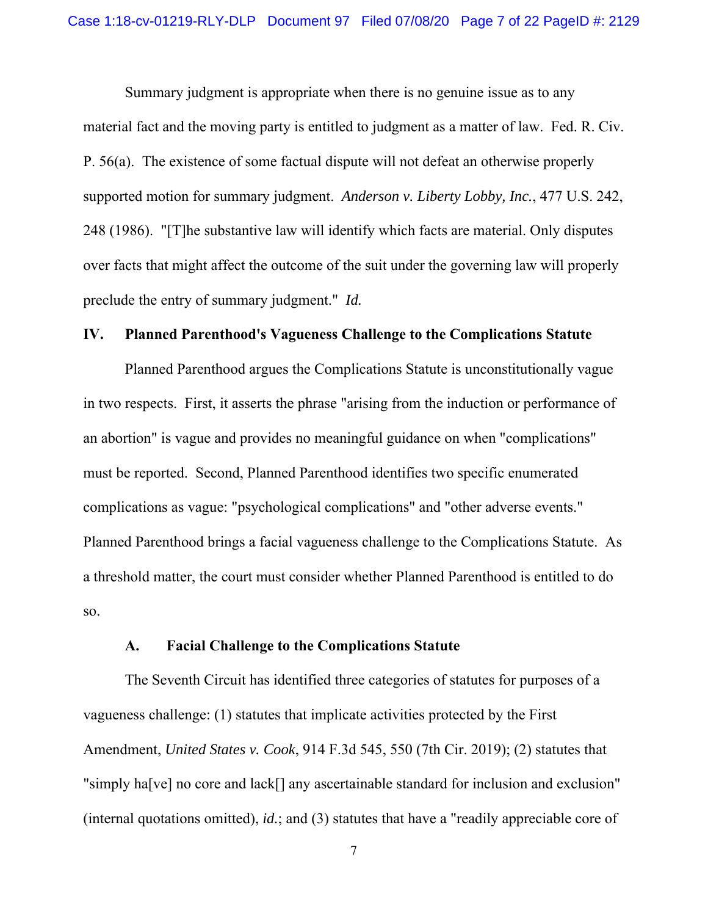Summary judgment is appropriate when there is no genuine issue as to any material fact and the moving party is entitled to judgment as a matter of law. Fed. R. Civ. P. 56(a). The existence of some factual dispute will not defeat an otherwise properly supported motion for summary judgment. *Anderson v. Liberty Lobby, Inc.*, 477 U.S. 242, 248 (1986). "[T]he substantive law will identify which facts are material. Only disputes over facts that might affect the outcome of the suit under the governing law will properly preclude the entry of summary judgment." *Id.*

## IV. Planned Parenthood's Vagueness Challenge to the Complications Statute

Planned Parenthood argues the Complications Statute is unconstitutionally vague in two respects. First, it asserts the phrase "arising from the induction or performance of an abortion" is vague and provides no meaningful guidance on when "complications" must be reported. Second, Planned Parenthood identifies two specific enumerated complications as vague: "psychological complications" and "other adverse events." Planned Parenthood brings a facial vagueness challenge to the Complications Statute. As a threshold matter, the court must consider whether Planned Parenthood is entitled to do so.

### A. Facial Challenge to the Complications Statute

The Seventh Circuit has identified three categories of statutes for purposes of a vagueness challenge: (1) statutes that implicate activities protected by the First Amendment, *United States v. Cook*, 914 F.3d 545, 550 (7th Cir. 2019); (2) statutes that "simply ha[ve] no core and lack[] any ascertainable standard for inclusion and exclusion" (internal quotations omitted), *id.*; and (3) statutes that have a "readily appreciable core of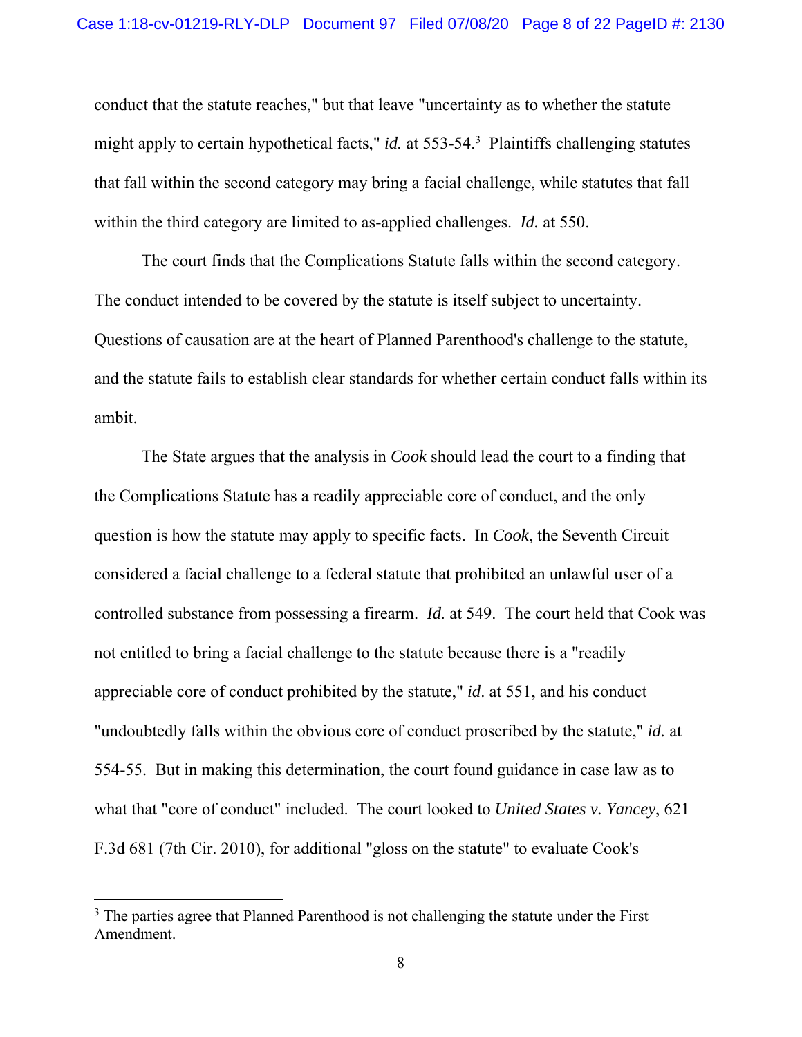conduct that the statute reaches," but that leave "uncertainty as to whether the statute might apply to certain hypothetical facts," *id.* at 553-54.[3] Plaintiffs challenging statutes that fall within the second category may bring a facial challenge, while statutes that fall within the third category are limited to as-applied challenges. *Id.* at 550.

The court finds that the Complications Statute falls within the second category. The conduct intended to be covered by the statute is itself subject to uncertainty. Questions of causation are at the heart of Planned Parenthood's challenge to the statute, and the statute fails to establish clear standards for whether certain conduct falls within its ambit.

The State argues that the analysis in *Cook* should lead the court to a finding that the Complications Statute has a readily appreciable core of conduct, and the only question is how the statute may apply to specific facts. In *Cook*, the Seventh Circuit considered a facial challenge to a federal statute that prohibited an unlawful user of a controlled substance from possessing a firearm. *Id.* at 549. The court held that Cook was not entitled to bring a facial challenge to the statute because there is a "readily appreciable core of conduct prohibited by the statute," *id*. at 551, and his conduct "undoubtedly falls within the obvious core of conduct proscribed by the statute," *id.* at 554-55. But in making this determination, the court found guidance in case law as to what that "core of conduct" included. The court looked to *United States v. Yancey*, 621 F.3d 681 (7th Cir. 2010), for additional "gloss on the statute" to evaluate Cook's

---

[3] The parties agree that Planned Parenthood is not challenging the statute under the First Amendment.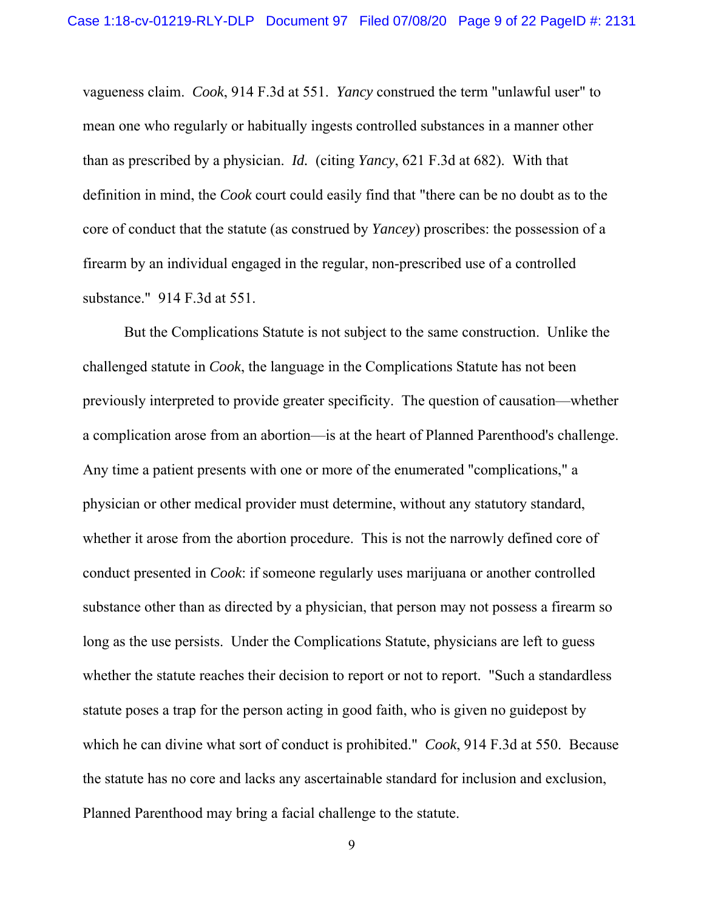vagueness claim. *Cook*, 914 F.3d at 551. *Yancy* construed the term "unlawful user" to mean one who regularly or habitually ingests controlled substances in a manner other than as prescribed by a physician. *Id.* (citing *Yancy*, 621 F.3d at 682). With that definition in mind, the *Cook* court could easily find that "there can be no doubt as to the core of conduct that the statute (as construed by *Yancey*) proscribes: the possession of a firearm by an individual engaged in the regular, non-prescribed use of a controlled substance." 914 F.3d at 551.

But the Complications Statute is not subject to the same construction. Unlike the challenged statute in *Cook*, the language in the Complications Statute has not been previously interpreted to provide greater specificity. The question of causation—whether a complication arose from an abortion—is at the heart of Planned Parenthood's challenge. Any time a patient presents with one or more of the enumerated "complications," a physician or other medical provider must determine, without any statutory standard, whether it arose from the abortion procedure. This is not the narrowly defined core of conduct presented in *Cook*: if someone regularly uses marijuana or another controlled substance other than as directed by a physician, that person may not possess a firearm so long as the use persists. Under the Complications Statute, physicians are left to guess whether the statute reaches their decision to report or not to report. "Such a standardless statute poses a trap for the person acting in good faith, who is given no guidepost by which he can divine what sort of conduct is prohibited." *Cook*, 914 F.3d at 550. Because the statute has no core and lacks any ascertainable standard for inclusion and exclusion, Planned Parenthood may bring a facial challenge to the statute.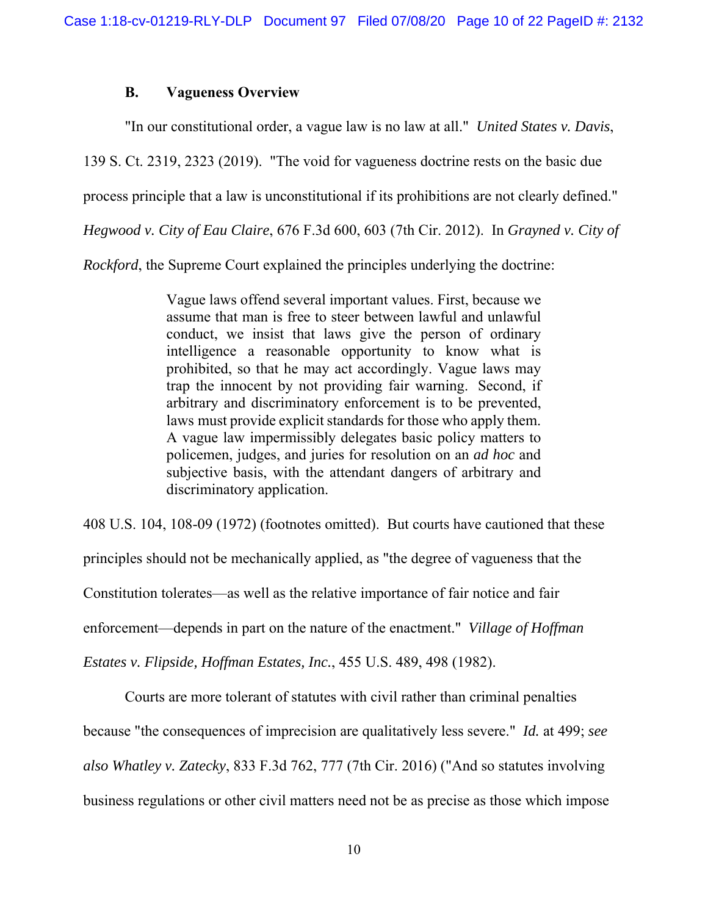### B. Vagueness Overview

"In our constitutional order, a vague law is no law at all." *United States v. Davis*, 139 S. Ct. 2319, 2323 (2019). "The void for vagueness doctrine rests on the basic due process principle that a law is unconstitutional if its prohibitions are not clearly defined." *Hegwood v. City of Eau Claire*, 676 F.3d 600, 603 (7th Cir. 2012). In *Grayned v. City of Rockford*, the Supreme Court explained the principles underlying the doctrine:

> Vague laws offend several important values. First, because we assume that man is free to steer between lawful and unlawful conduct, we insist that laws give the person of ordinary intelligence a reasonable opportunity to know what is prohibited, so that he may act accordingly. Vague laws may trap the innocent by not providing fair warning. Second, if arbitrary and discriminatory enforcement is to be prevented, laws must provide explicit standards for those who apply them. A vague law impermissibly delegates basic policy matters to policemen, judges, and juries for resolution on an *ad hoc* and subjective basis, with the attendant dangers of arbitrary and discriminatory application.

408 U.S. 104, 108-09 (1972) (footnotes omitted). But courts have cautioned that these principles should not be mechanically applied, as "the degree of vagueness that the Constitution tolerates—as well as the relative importance of fair notice and fair enforcement—depends in part on the nature of the enactment." *Village of Hoffman Estates v. Flipside, Hoffman Estates, Inc.*, 455 U.S. 489, 498 (1982).

Courts are more tolerant of statutes with civil rather than criminal penalties because "the consequences of imprecision are qualitatively less severe." *Id.* at 499; *see also Whatley v. Zatecky*, 833 F.3d 762, 777 (7th Cir. 2016) ("And so statutes involving business regulations or other civil matters need not be as precise as those which impose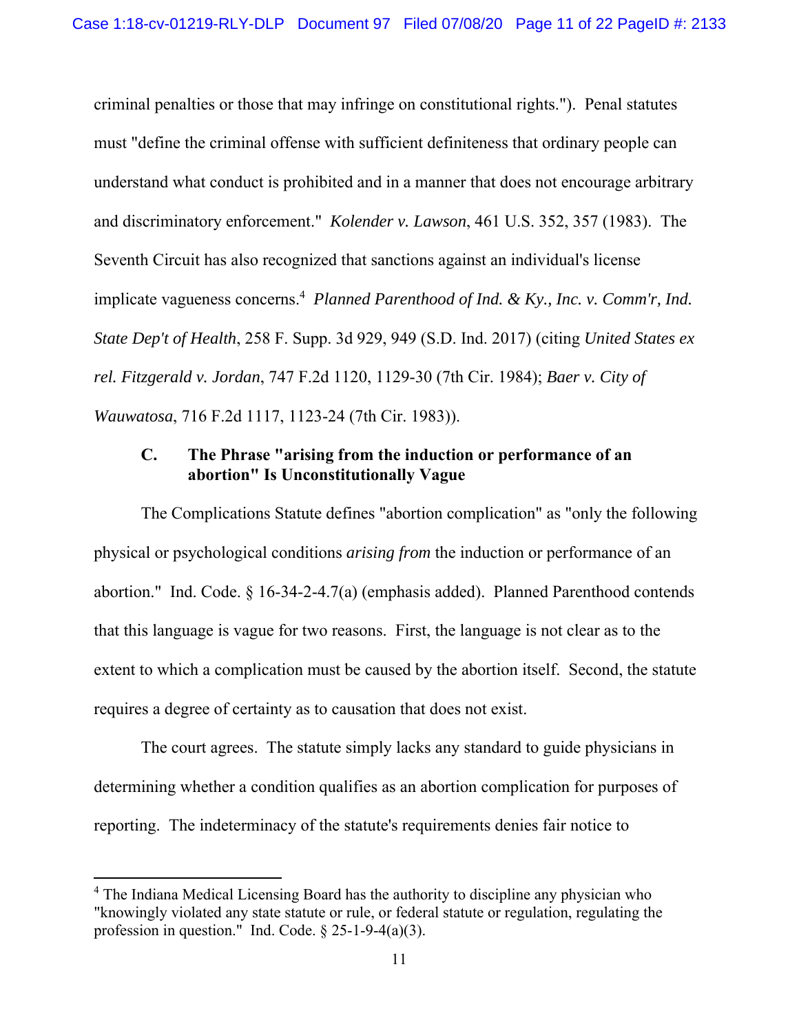criminal penalties or those that may infringe on constitutional rights."). Penal statutes must "define the criminal offense with sufficient definiteness that ordinary people can understand what conduct is prohibited and in a manner that does not encourage arbitrary and discriminatory enforcement." *Kolender v. Lawson*, 461 U.S. 352, 357 (1983). The Seventh Circuit has also recognized that sanctions against an individual's license implicate vagueness concerns.[4] *Planned Parenthood of Ind. & Ky., Inc. v. Comm'r, Ind. State Dep't of Health*, 258 F. Supp. 3d 929, 949 (S.D. Ind. 2017) (citing *United States ex rel. Fitzgerald v. Jordan*, 747 F.2d 1120, 1129-30 (7th Cir. 1984); *Baer v. City of Wauwatosa*, 716 F.2d 1117, 1123-24 (7th Cir. 1983)).

### C. The Phrase "arising from the induction or performance of an abortion" Is Unconstitutionally Vague

The Complications Statute defines "abortion complication" as "only the following physical or psychological conditions *arising from* the induction or performance of an abortion." Ind. Code. § 16-34-2-4.7(a) (emphasis added). Planned Parenthood contends that this language is vague for two reasons. First, the language is not clear as to the extent to which a complication must be caused by the abortion itself. Second, the statute requires a degree of certainty as to causation that does not exist.

The court agrees. The statute simply lacks any standard to guide physicians in determining whether a condition qualifies as an abortion complication for purposes of reporting. The indeterminacy of the statute's requirements denies fair notice to

---

[4] The Indiana Medical Licensing Board has the authority to discipline any physician who "knowingly violated any state statute or rule, or federal statute or regulation, regulating the profession in question." Ind. Code. § 25-1-9-4(a)(3).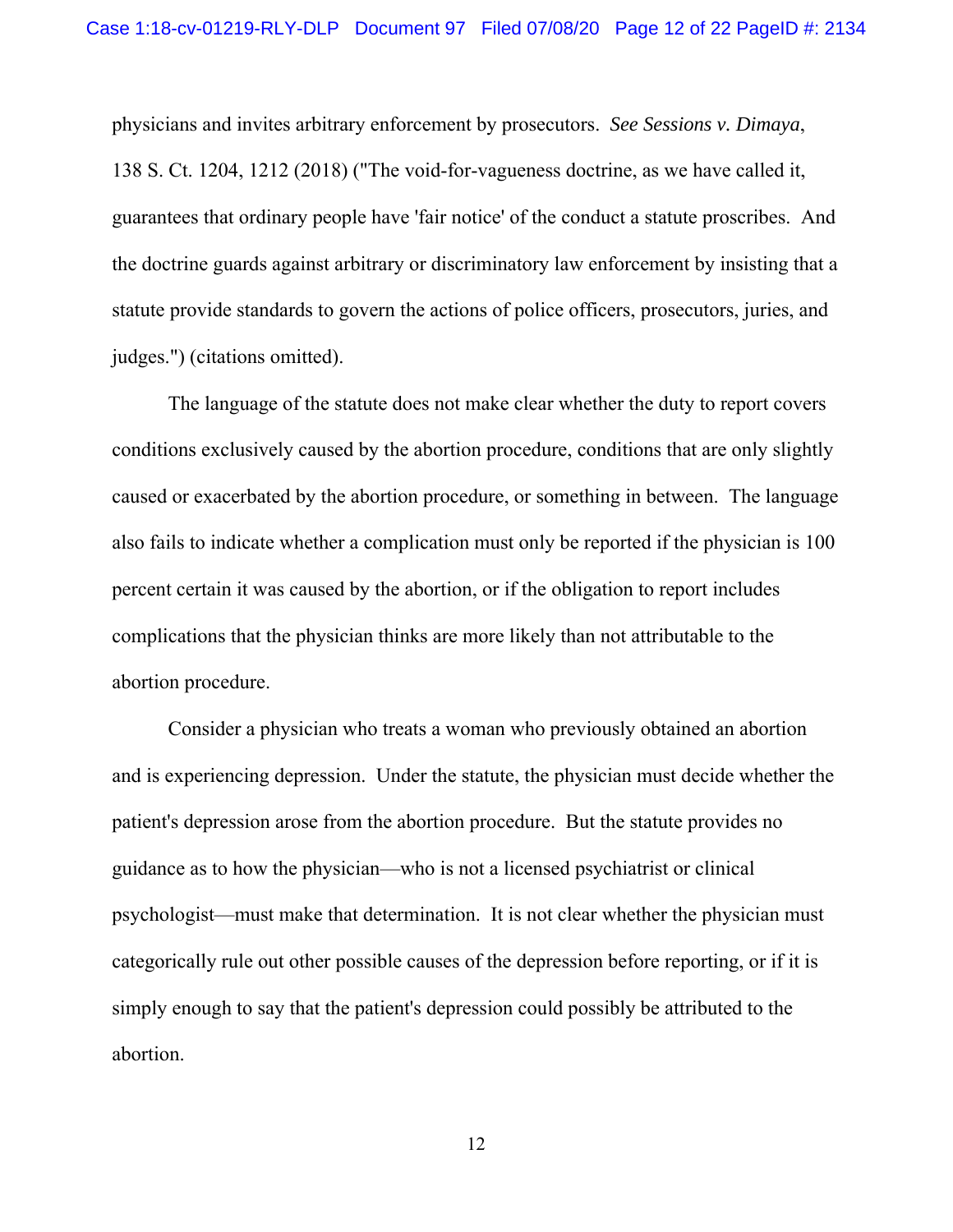physicians and invites arbitrary enforcement by prosecutors. *See Sessions v. Dimaya*, 138 S. Ct. 1204, 1212 (2018) ("The void-for-vagueness doctrine, as we have called it, guarantees that ordinary people have 'fair notice' of the conduct a statute proscribes. And the doctrine guards against arbitrary or discriminatory law enforcement by insisting that a statute provide standards to govern the actions of police officers, prosecutors, juries, and judges.") (citations omitted).

The language of the statute does not make clear whether the duty to report covers conditions exclusively caused by the abortion procedure, conditions that are only slightly caused or exacerbated by the abortion procedure, or something in between. The language also fails to indicate whether a complication must only be reported if the physician is 100 percent certain it was caused by the abortion, or if the obligation to report includes complications that the physician thinks are more likely than not attributable to the abortion procedure.

Consider a physician who treats a woman who previously obtained an abortion and is experiencing depression. Under the statute, the physician must decide whether the patient's depression arose from the abortion procedure. But the statute provides no guidance as to how the physician—who is not a licensed psychiatrist or clinical psychologist—must make that determination. It is not clear whether the physician must categorically rule out other possible causes of the depression before reporting, or if it is simply enough to say that the patient's depression could possibly be attributed to the abortion.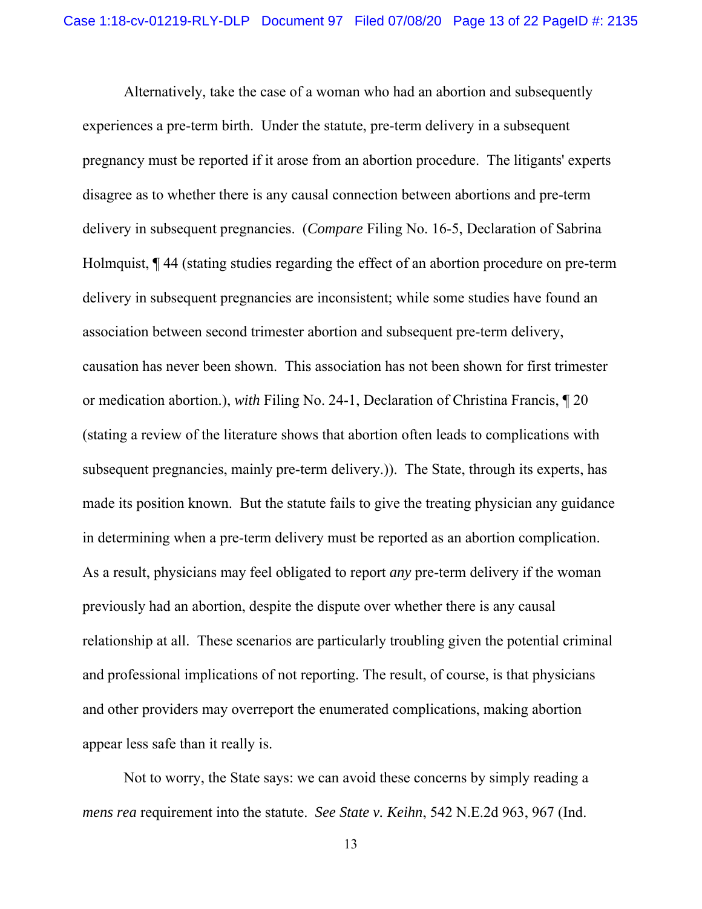Alternatively, take the case of a woman who had an abortion and subsequently experiences a pre-term birth. Under the statute, pre-term delivery in a subsequent pregnancy must be reported if it arose from an abortion procedure. The litigants' experts disagree as to whether there is any causal connection between abortions and pre-term delivery in subsequent pregnancies. (*Compare* Filing No. 16-5, Declaration of Sabrina Holmquist, ¶ 44 (stating studies regarding the effect of an abortion procedure on pre-term delivery in subsequent pregnancies are inconsistent; while some studies have found an association between second trimester abortion and subsequent pre-term delivery, causation has never been shown. This association has not been shown for first trimester or medication abortion.), *with* Filing No. 24-1, Declaration of Christina Francis, ¶ 20 (stating a review of the literature shows that abortion often leads to complications with subsequent pregnancies, mainly pre-term delivery.)). The State, through its experts, has made its position known. But the statute fails to give the treating physician any guidance in determining when a pre-term delivery must be reported as an abortion complication. As a result, physicians may feel obligated to report *any* pre-term delivery if the woman previously had an abortion, despite the dispute over whether there is any causal relationship at all. These scenarios are particularly troubling given the potential criminal and professional implications of not reporting. The result, of course, is that physicians and other providers may overreport the enumerated complications, making abortion appear less safe than it really is.

Not to worry, the State says: we can avoid these concerns by simply reading a *mens rea* requirement into the statute. *See State v. Keihn*, 542 N.E.2d 963, 967 (Ind.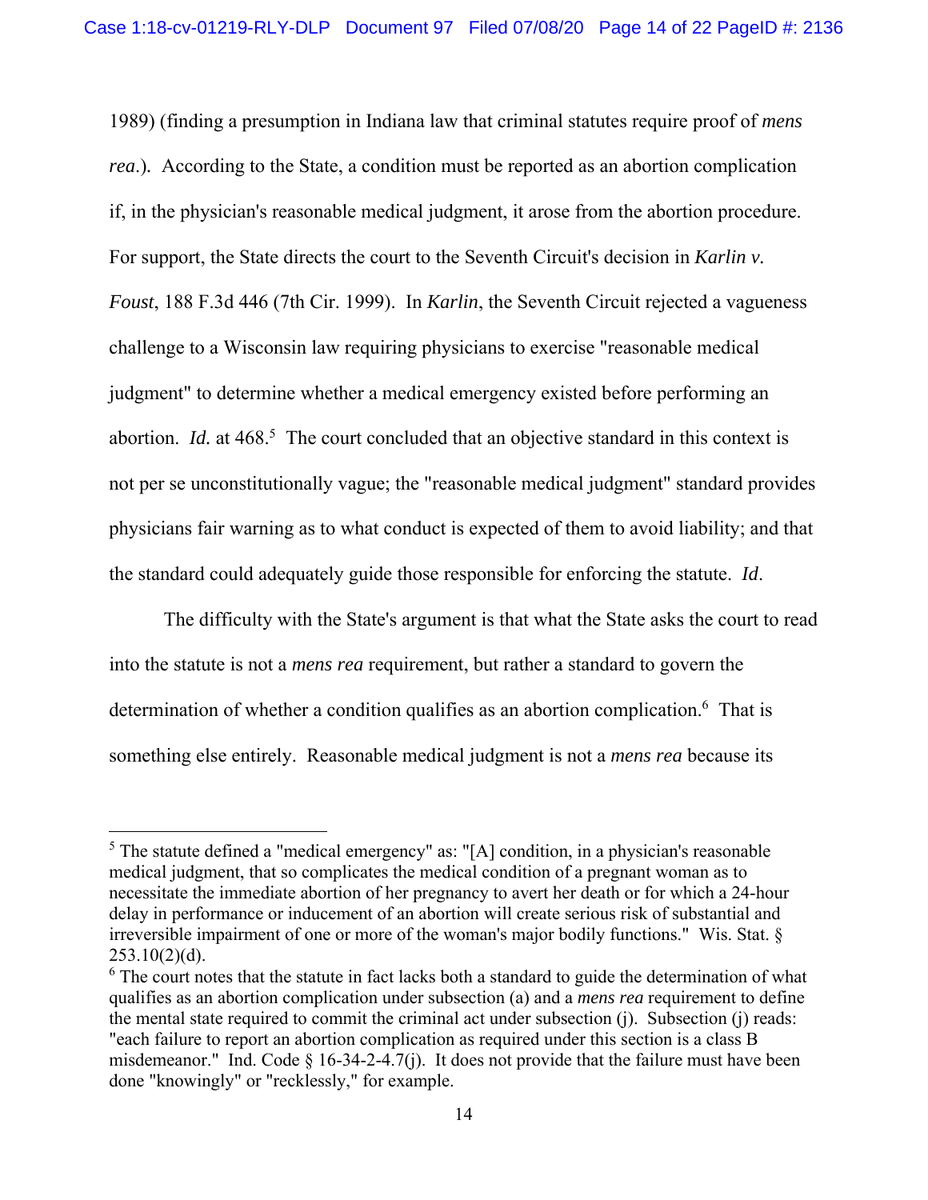1989) (finding a presumption in Indiana law that criminal statutes require proof of *mens rea*.). According to the State, a condition must be reported as an abortion complication if, in the physician's reasonable medical judgment, it arose from the abortion procedure. For support, the State directs the court to the Seventh Circuit's decision in *Karlin v. Foust*, 188 F.3d 446 (7th Cir. 1999). In *Karlin*, the Seventh Circuit rejected a vagueness challenge to a Wisconsin law requiring physicians to exercise "reasonable medical judgment" to determine whether a medical emergency existed before performing an abortion. *Id.* at 468.[5] The court concluded that an objective standard in this context is not per se unconstitutionally vague; the "reasonable medical judgment" standard provides physicians fair warning as to what conduct is expected of them to avoid liability; and that the standard could adequately guide those responsible for enforcing the statute. *Id*.

The difficulty with the State's argument is that what the State asks the court to read into the statute is not a *mens rea* requirement, but rather a standard to govern the determination of whether a condition qualifies as an abortion complication.[6] That is something else entirely. Reasonable medical judgment is not a *mens rea* because its

---

[5] The statute defined a "medical emergency" as: "[A] condition, in a physician's reasonable medical judgment, that so complicates the medical condition of a pregnant woman as to necessitate the immediate abortion of her pregnancy to avert her death or for which a 24-hour delay in performance or inducement of an abortion will create serious risk of substantial and irreversible impairment of one or more of the woman's major bodily functions." Wis. Stat. § 253.10(2)(d).

[6] The court notes that the statute in fact lacks both a standard to guide the determination of what qualifies as an abortion complication under subsection (a) and a *mens rea* requirement to define the mental state required to commit the criminal act under subsection (j). Subsection (j) reads: "each failure to report an abortion complication as required under this section is a class B misdemeanor." Ind. Code § 16-34-2-4.7(j). It does not provide that the failure must have been done "knowingly" or "recklessly," for example.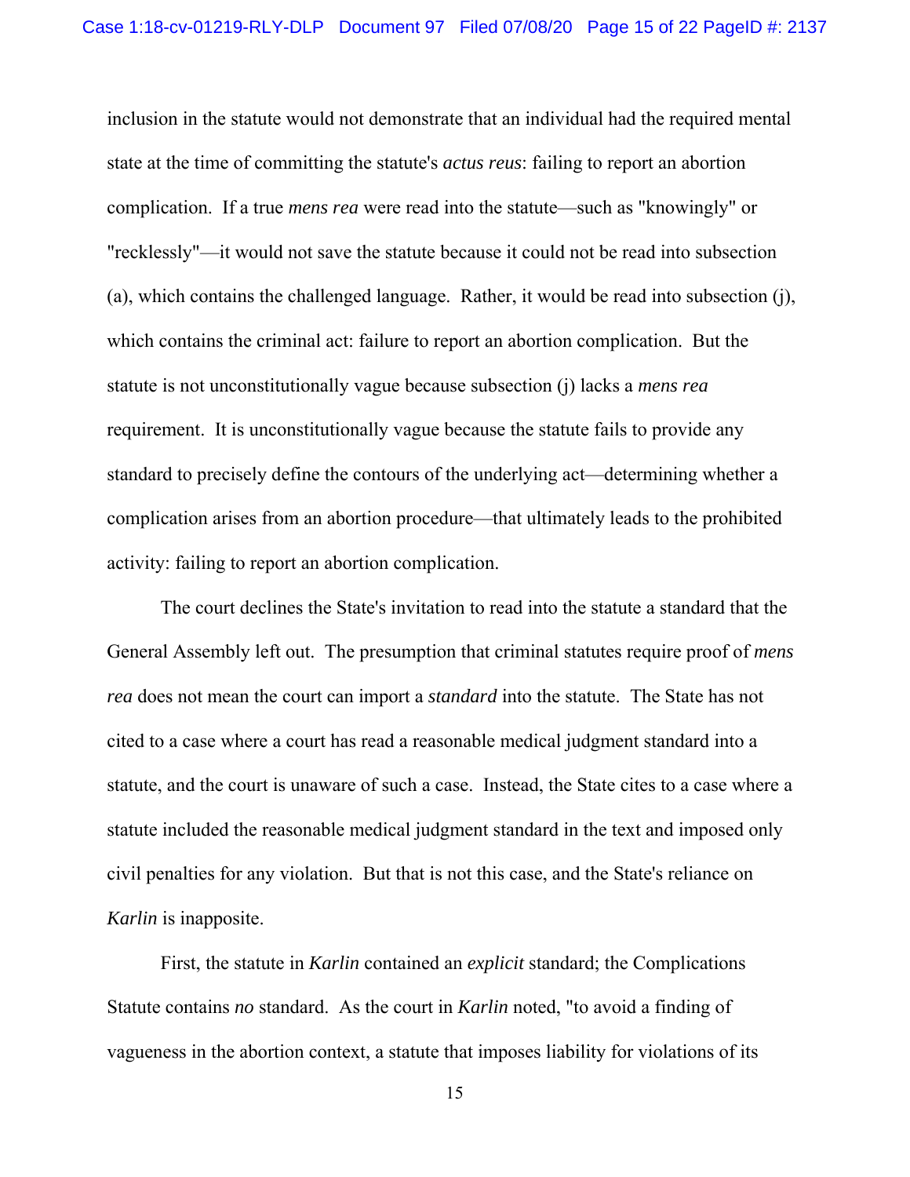inclusion in the statute would not demonstrate that an individual had the required mental state at the time of committing the statute's *actus reus*: failing to report an abortion complication. If a true *mens rea* were read into the statute—such as "knowingly" or "recklessly"—it would not save the statute because it could not be read into subsection (a), which contains the challenged language. Rather, it would be read into subsection (j), which contains the criminal act: failure to report an abortion complication. But the statute is not unconstitutionally vague because subsection (j) lacks a *mens rea* requirement. It is unconstitutionally vague because the statute fails to provide any standard to precisely define the contours of the underlying act—determining whether a complication arises from an abortion procedure—that ultimately leads to the prohibited activity: failing to report an abortion complication.

The court declines the State's invitation to read into the statute a standard that the General Assembly left out. The presumption that criminal statutes require proof of *mens rea* does not mean the court can import a *standard* into the statute. The State has not cited to a case where a court has read a reasonable medical judgment standard into a statute, and the court is unaware of such a case. Instead, the State cites to a case where a statute included the reasonable medical judgment standard in the text and imposed only civil penalties for any violation. But that is not this case, and the State's reliance on *Karlin* is inapposite.

First, the statute in *Karlin* contained an *explicit* standard; the Complications Statute contains *no* standard. As the court in *Karlin* noted, "to avoid a finding of vagueness in the abortion context, a statute that imposes liability for violations of its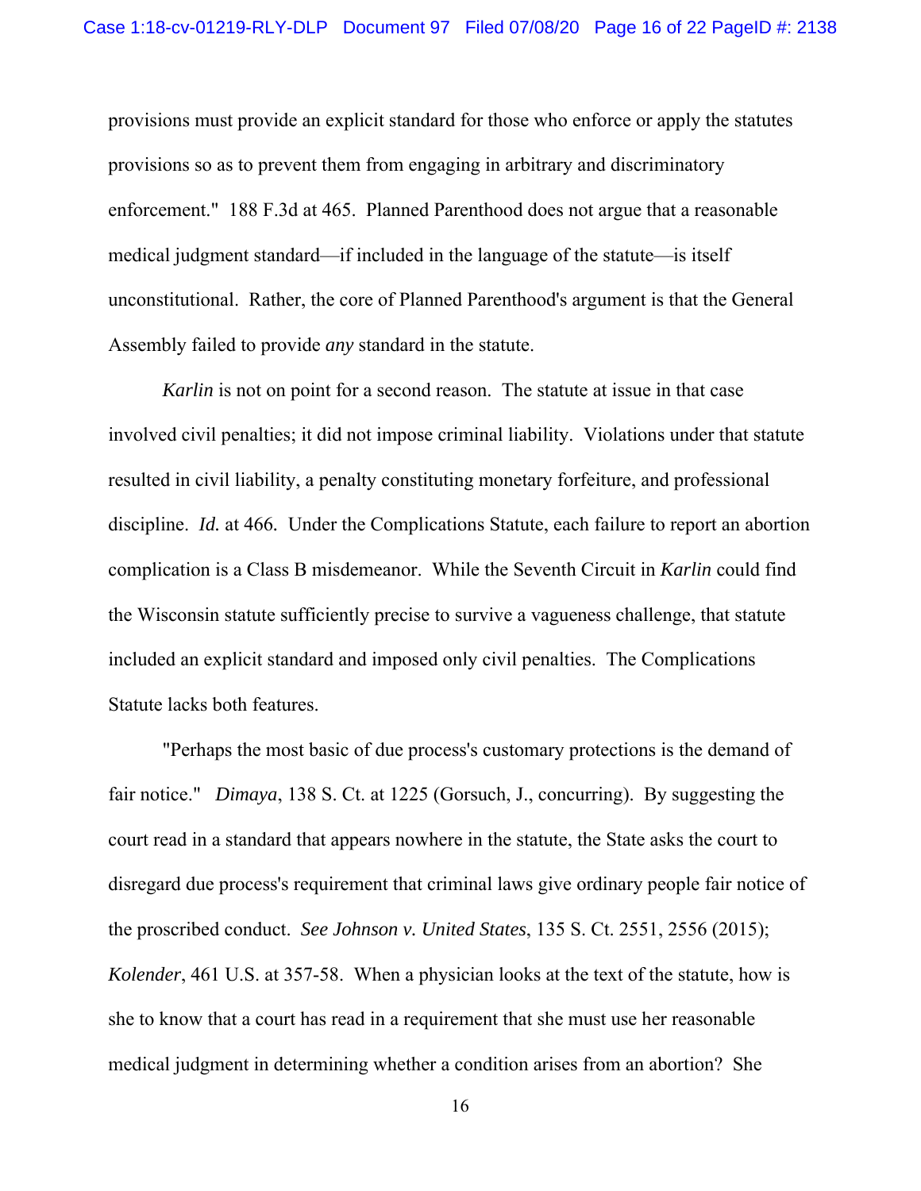provisions must provide an explicit standard for those who enforce or apply the statutes provisions so as to prevent them from engaging in arbitrary and discriminatory enforcement." 188 F.3d at 465. Planned Parenthood does not argue that a reasonable medical judgment standard—if included in the language of the statute—is itself unconstitutional. Rather, the core of Planned Parenthood's argument is that the General Assembly failed to provide *any* standard in the statute.

*Karlin* is not on point for a second reason. The statute at issue in that case involved civil penalties; it did not impose criminal liability. Violations under that statute resulted in civil liability, a penalty constituting monetary forfeiture, and professional discipline. *Id.* at 466. Under the Complications Statute, each failure to report an abortion complication is a Class B misdemeanor. While the Seventh Circuit in *Karlin* could find the Wisconsin statute sufficiently precise to survive a vagueness challenge, that statute included an explicit standard and imposed only civil penalties. The Complications Statute lacks both features.

"Perhaps the most basic of due process's customary protections is the demand of fair notice." *Dimaya*, 138 S. Ct. at 1225 (Gorsuch, J., concurring). By suggesting the court read in a standard that appears nowhere in the statute, the State asks the court to disregard due process's requirement that criminal laws give ordinary people fair notice of the proscribed conduct. *See Johnson v. United States*, 135 S. Ct. 2551, 2556 (2015); *Kolender*, 461 U.S. at 357-58. When a physician looks at the text of the statute, how is she to know that a court has read in a requirement that she must use her reasonable medical judgment in determining whether a condition arises from an abortion? She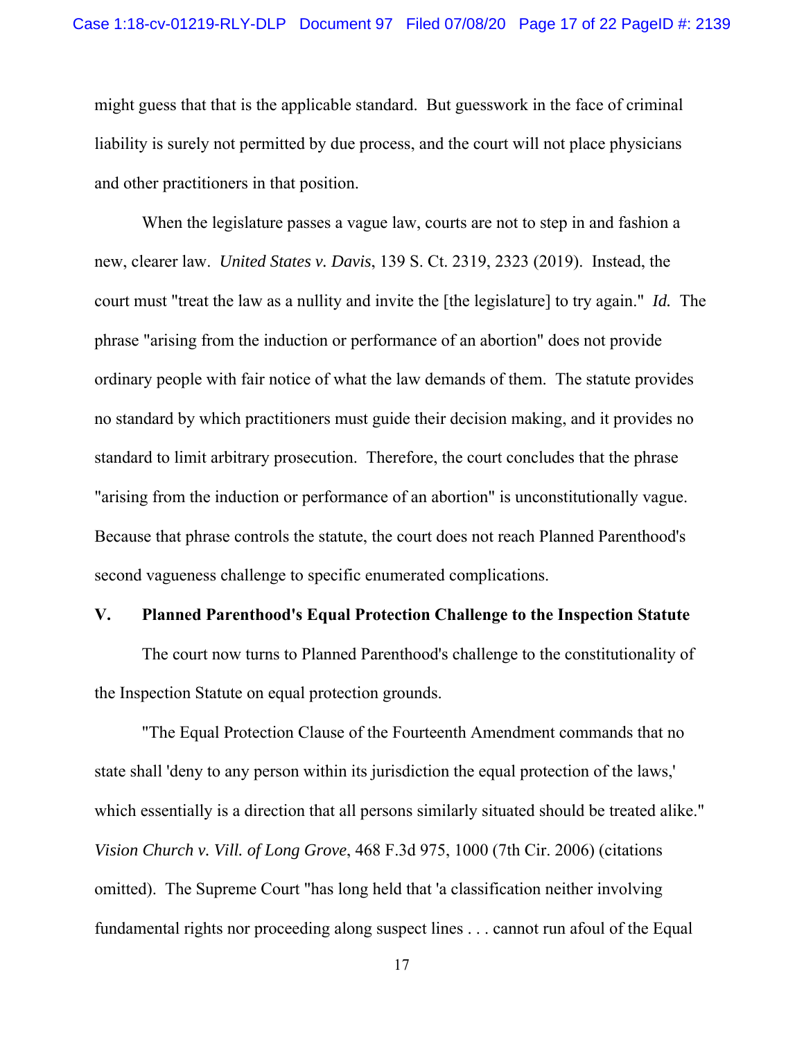might guess that that is the applicable standard. But guesswork in the face of criminal liability is surely not permitted by due process, and the court will not place physicians and other practitioners in that position.

When the legislature passes a vague law, courts are not to step in and fashion a new, clearer law. *United States v. Davis*, 139 S. Ct. 2319, 2323 (2019). Instead, the court must "treat the law as a nullity and invite the [the legislature] to try again." *Id.* The phrase "arising from the induction or performance of an abortion" does not provide ordinary people with fair notice of what the law demands of them. The statute provides no standard by which practitioners must guide their decision making, and it provides no standard to limit arbitrary prosecution. Therefore, the court concludes that the phrase "arising from the induction or performance of an abortion" is unconstitutionally vague. Because that phrase controls the statute, the court does not reach Planned Parenthood's second vagueness challenge to specific enumerated complications.

## V. Planned Parenthood's Equal Protection Challenge to the Inspection Statute

The court now turns to Planned Parenthood's challenge to the constitutionality of the Inspection Statute on equal protection grounds.

"The Equal Protection Clause of the Fourteenth Amendment commands that no state shall 'deny to any person within its jurisdiction the equal protection of the laws,' which essentially is a direction that all persons similarly situated should be treated alike." *Vision Church v. Vill. of Long Grove*, 468 F.3d 975, 1000 (7th Cir. 2006) (citations omitted). The Supreme Court "has long held that 'a classification neither involving fundamental rights nor proceeding along suspect lines . . . cannot run afoul of the Equal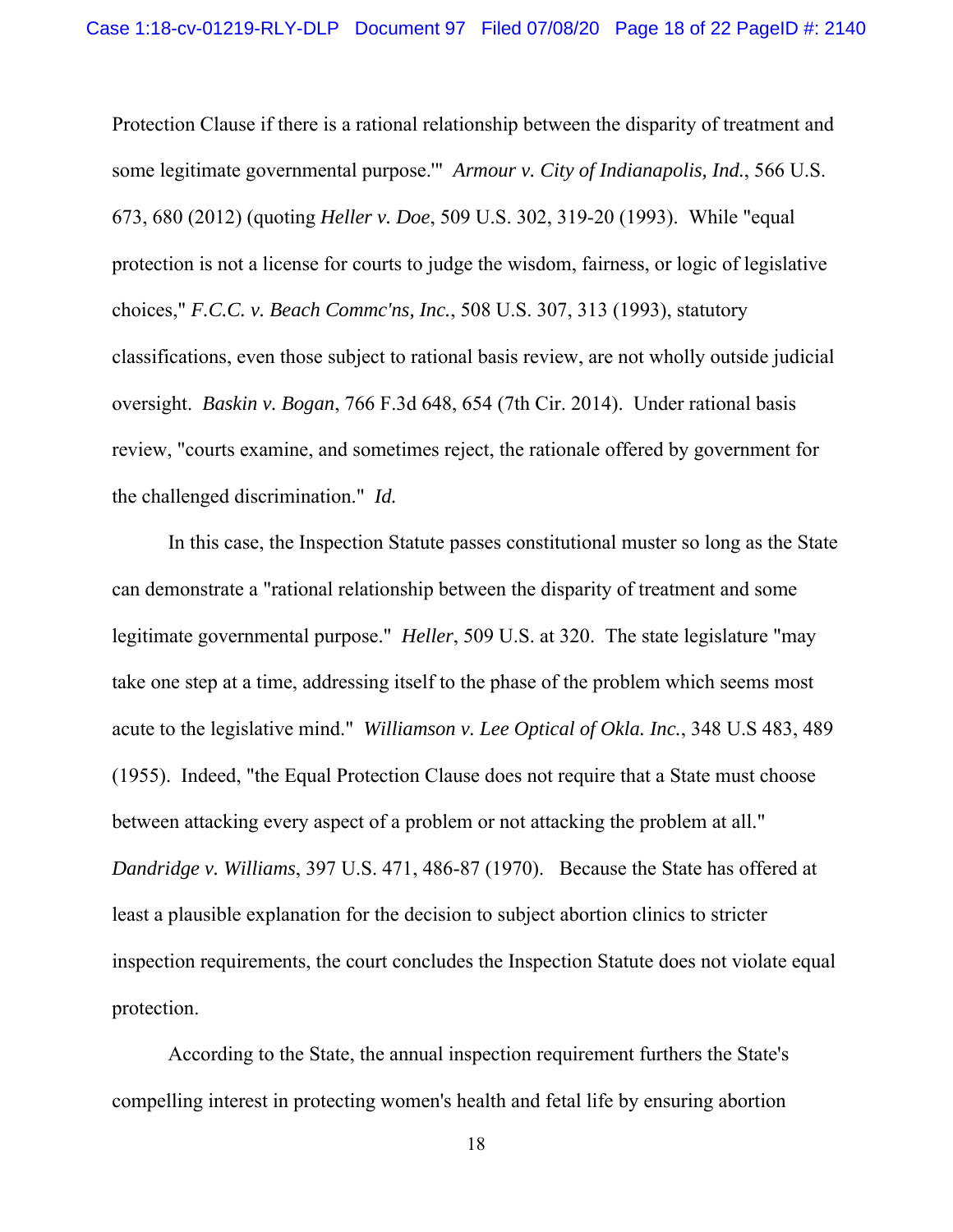Protection Clause if there is a rational relationship between the disparity of treatment and some legitimate governmental purpose.'" *Armour v. City of Indianapolis, Ind.*, 566 U.S. 673, 680 (2012) (quoting *Heller v. Doe*, 509 U.S. 302, 319-20 (1993). While "equal protection is not a license for courts to judge the wisdom, fairness, or logic of legislative choices," *F.C.C. v. Beach Commc'ns, Inc.*, 508 U.S. 307, 313 (1993), statutory classifications, even those subject to rational basis review, are not wholly outside judicial oversight. *Baskin v. Bogan*, 766 F.3d 648, 654 (7th Cir. 2014). Under rational basis review, "courts examine, and sometimes reject, the rationale offered by government for the challenged discrimination." *Id.*

In this case, the Inspection Statute passes constitutional muster so long as the State can demonstrate a "rational relationship between the disparity of treatment and some legitimate governmental purpose." *Heller*, 509 U.S. at 320. The state legislature "may take one step at a time, addressing itself to the phase of the problem which seems most acute to the legislative mind." *Williamson v. Lee Optical of Okla. Inc.*, 348 U.S 483, 489 (1955). Indeed, "the Equal Protection Clause does not require that a State must choose between attacking every aspect of a problem or not attacking the problem at all." *Dandridge v. Williams*, 397 U.S. 471, 486-87 (1970). Because the State has offered at least a plausible explanation for the decision to subject abortion clinics to stricter inspection requirements, the court concludes the Inspection Statute does not violate equal protection.

According to the State, the annual inspection requirement furthers the State's compelling interest in protecting women's health and fetal life by ensuring abortion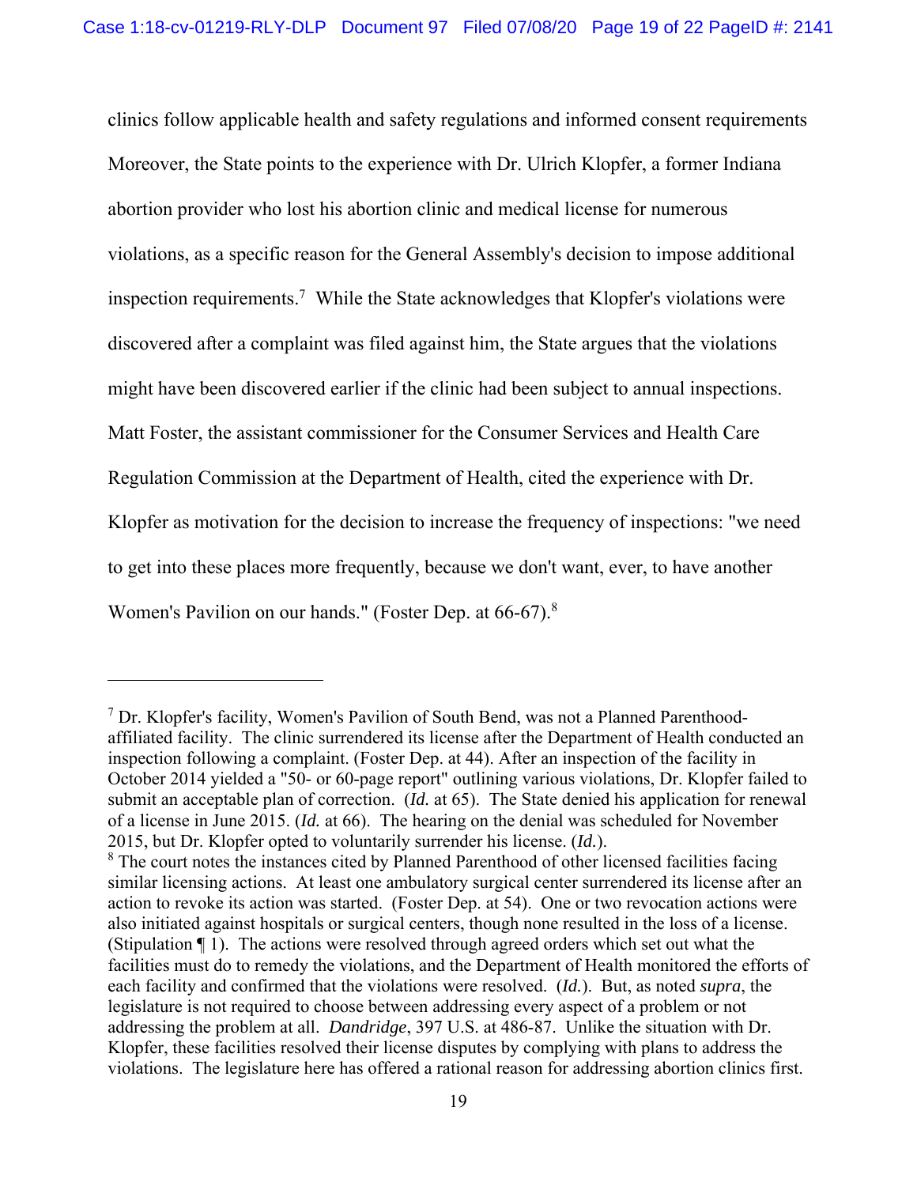clinics follow applicable health and safety regulations and informed consent requirements Moreover, the State points to the experience with Dr. Ulrich Klopfer, a former Indiana abortion provider who lost his abortion clinic and medical license for numerous violations, as a specific reason for the General Assembly's decision to impose additional inspection requirements.[7] While the State acknowledges that Klopfer's violations were discovered after a complaint was filed against him, the State argues that the violations might have been discovered earlier if the clinic had been subject to annual inspections. Matt Foster, the assistant commissioner for the Consumer Services and Health Care Regulation Commission at the Department of Health, cited the experience with Dr. Klopfer as motivation for the decision to increase the frequency of inspections: "we need to get into these places more frequently, because we don't want, ever, to have another Women's Pavilion on our hands." (Foster Dep. at 66-67).[8]

---

[7] Dr. Klopfer's facility, Women's Pavilion of South Bend, was not a Planned Parenthood-affiliated facility. The clinic surrendered its license after the Department of Health conducted an inspection following a complaint. (Foster Dep. at 44). After an inspection of the facility in October 2014 yielded a "50- or 60-page report" outlining various violations, Dr. Klopfer failed to submit an acceptable plan of correction. (*Id.* at 65). The State denied his application for renewal of a license in June 2015. (*Id.* at 66). The hearing on the denial was scheduled for November 2015, but Dr. Klopfer opted to voluntarily surrender his license. (*Id.*).

[8] The court notes the instances cited by Planned Parenthood of other licensed facilities facing similar licensing actions. At least one ambulatory surgical center surrendered its license after an action to revoke its action was started. (Foster Dep. at 54). One or two revocation actions were also initiated against hospitals or surgical centers, though none resulted in the loss of a license. (Stipulation ¶ 1). The actions were resolved through agreed orders which set out what the facilities must do to remedy the violations, and the Department of Health monitored the efforts of each facility and confirmed that the violations were resolved. (*Id.*). But, as noted *supra*, the legislature is not required to choose between addressing every aspect of a problem or not addressing the problem at all. *Dandridge*, 397 U.S. at 486-87. Unlike the situation with Dr. Klopfer, these facilities resolved their license disputes by complying with plans to address the violations. The legislature here has offered a rational reason for addressing abortion clinics first.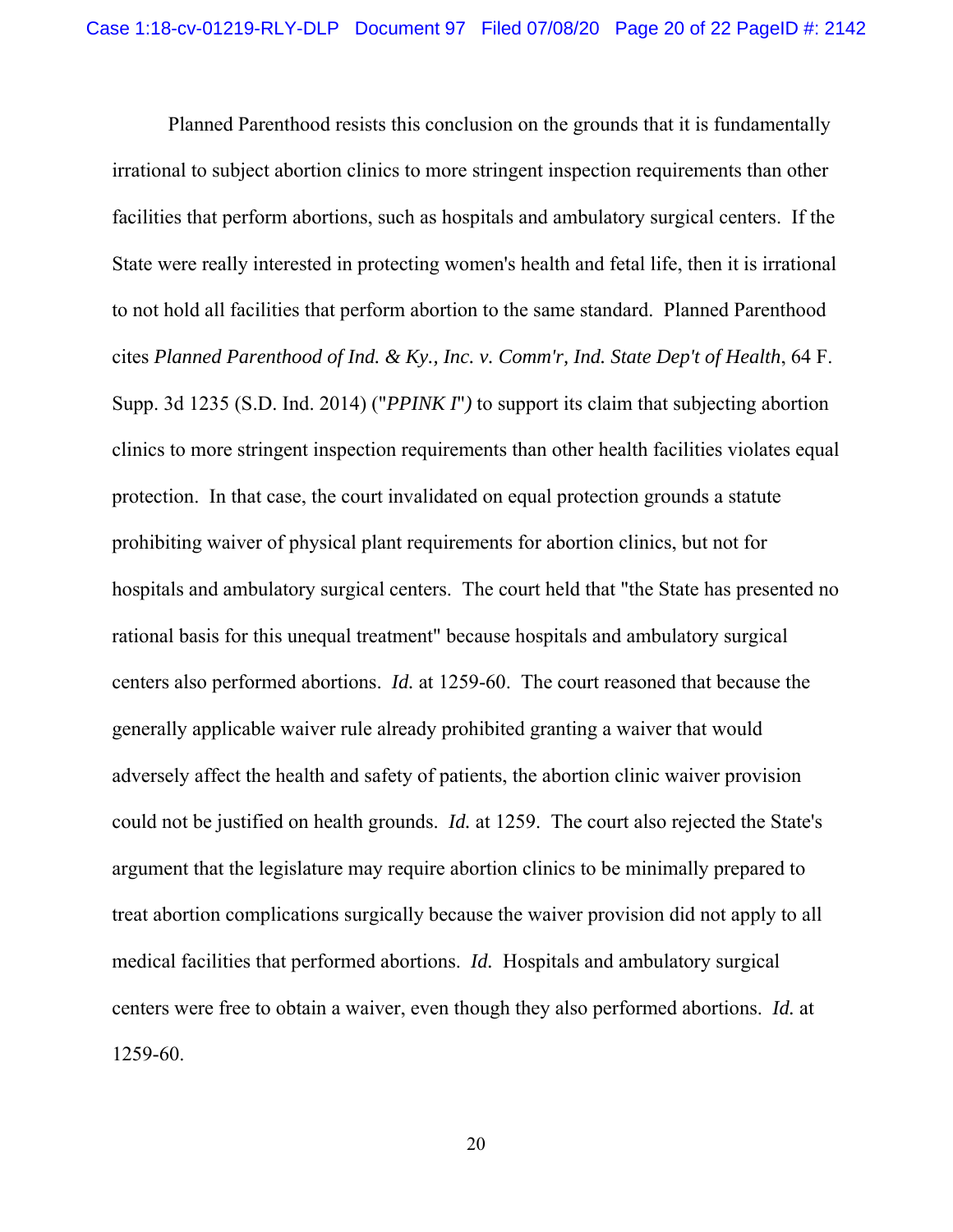Planned Parenthood resists this conclusion on the grounds that it is fundamentally irrational to subject abortion clinics to more stringent inspection requirements than other facilities that perform abortions, such as hospitals and ambulatory surgical centers. If the State were really interested in protecting women's health and fetal life, then it is irrational to not hold all facilities that perform abortion to the same standard. Planned Parenthood cites *Planned Parenthood of Ind. & Ky., Inc. v. Comm'r, Ind. State Dep't of Health*, 64 F. Supp. 3d 1235 (S.D. Ind. 2014) ("*PPINK I*") to support its claim that subjecting abortion clinics to more stringent inspection requirements than other health facilities violates equal protection. In that case, the court invalidated on equal protection grounds a statute prohibiting waiver of physical plant requirements for abortion clinics, but not for hospitals and ambulatory surgical centers. The court held that "the State has presented no rational basis for this unequal treatment" because hospitals and ambulatory surgical centers also performed abortions. *Id.* at 1259-60. The court reasoned that because the generally applicable waiver rule already prohibited granting a waiver that would adversely affect the health and safety of patients, the abortion clinic waiver provision could not be justified on health grounds. *Id.* at 1259. The court also rejected the State's argument that the legislature may require abortion clinics to be minimally prepared to treat abortion complications surgically because the waiver provision did not apply to all medical facilities that performed abortions. *Id.* Hospitals and ambulatory surgical centers were free to obtain a waiver, even though they also performed abortions. *Id.* at 1259-60.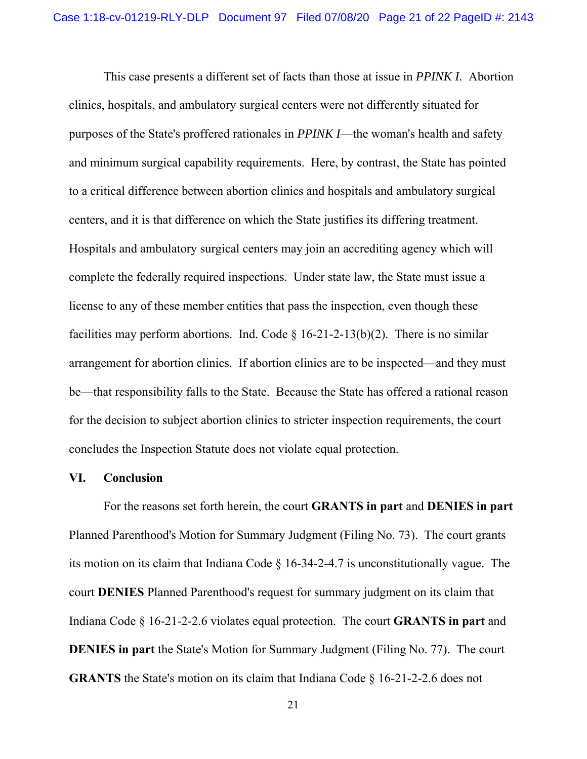This case presents a different set of facts than those at issue in *PPINK I*. Abortion clinics, hospitals, and ambulatory surgical centers were not differently situated for purposes of the State's proffered rationales in *PPINK I*—the woman's health and safety and minimum surgical capability requirements. Here, by contrast, the State has pointed to a critical difference between abortion clinics and hospitals and ambulatory surgical centers, and it is that difference on which the State justifies its differing treatment. Hospitals and ambulatory surgical centers may join an accrediting agency which will complete the federally required inspections. Under state law, the State must issue a license to any of these member entities that pass the inspection, even though these facilities may perform abortions. Ind. Code § 16-21-2-13(b)(2). There is no similar arrangement for abortion clinics. If abortion clinics are to be inspected—and they must be—that responsibility falls to the State. Because the State has offered a rational reason for the decision to subject abortion clinics to stricter inspection requirements, the court concludes the Inspection Statute does not violate equal protection.

## VI. Conclusion

For the reasons set forth herein, the court **GRANTS in part** and **DENIES in part** Planned Parenthood's Motion for Summary Judgment (Filing No. 73). The court grants its motion on its claim that Indiana Code § 16-34-2-4.7 is unconstitutionally vague. The court **DENIES** Planned Parenthood's request for summary judgment on its claim that Indiana Code § 16-21-2-2.6 violates equal protection. The court **GRANTS in part** and **DENIES in part** the State's Motion for Summary Judgment (Filing No. 77). The court **GRANTS** the State's motion on its claim that Indiana Code § 16-21-2-2.6 does not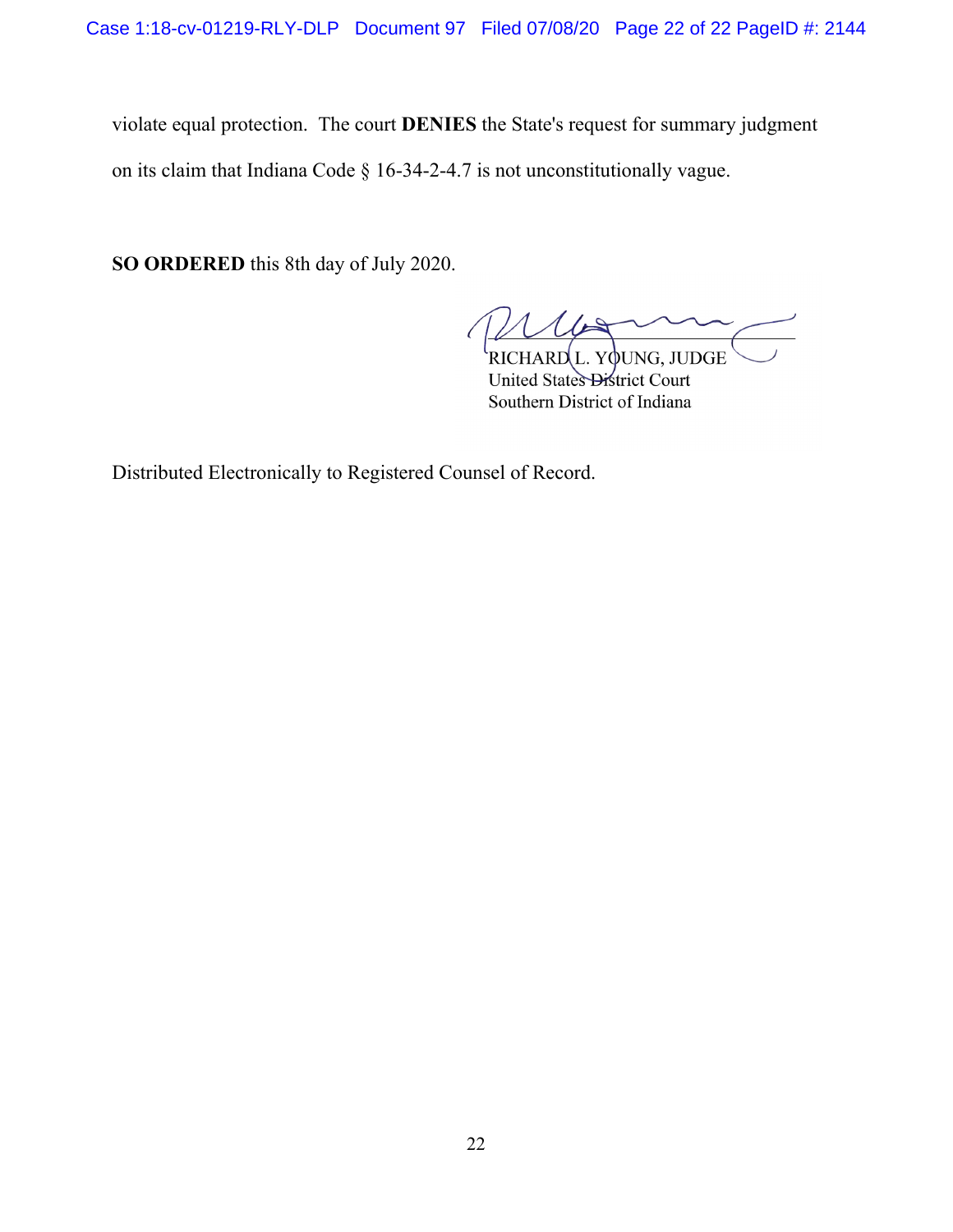violate equal protection. The court **DENIES** the State's request for summary judgment on its claim that Indiana Code § 16-34-2-4.7 is not unconstitutionally vague.

**SO ORDERED** this 8th day of July 2020.

RICHARD L. YOUNG, JUDGE
United States District Court
Southern District of Indiana

Distributed Electronically to Registered Counsel of Record.